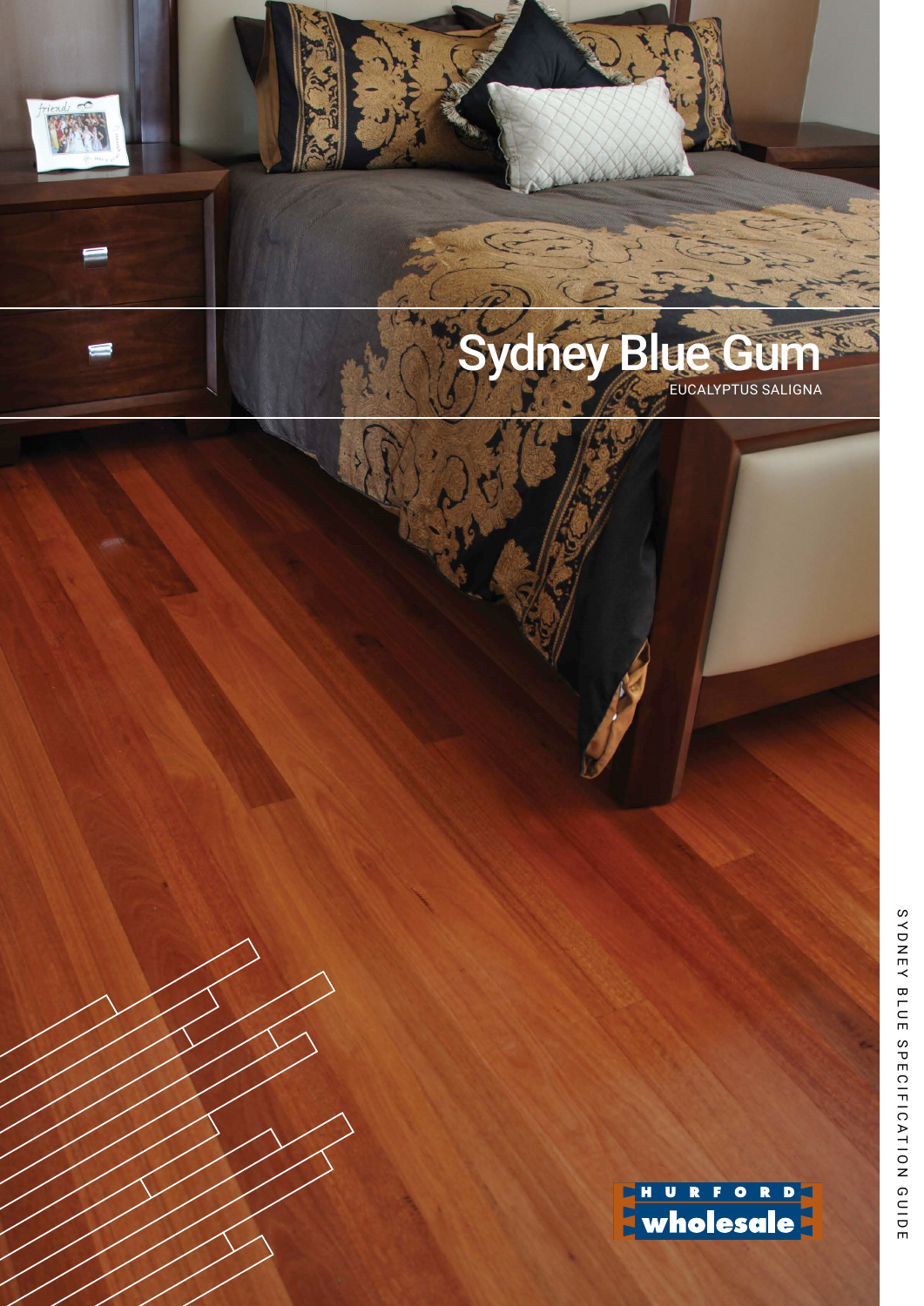# Sydney Blue Gum

EUCALYPTUS SALIGNA

SYDNEY BLUE SPECIFICATION GUIDE

HURFORD wholesale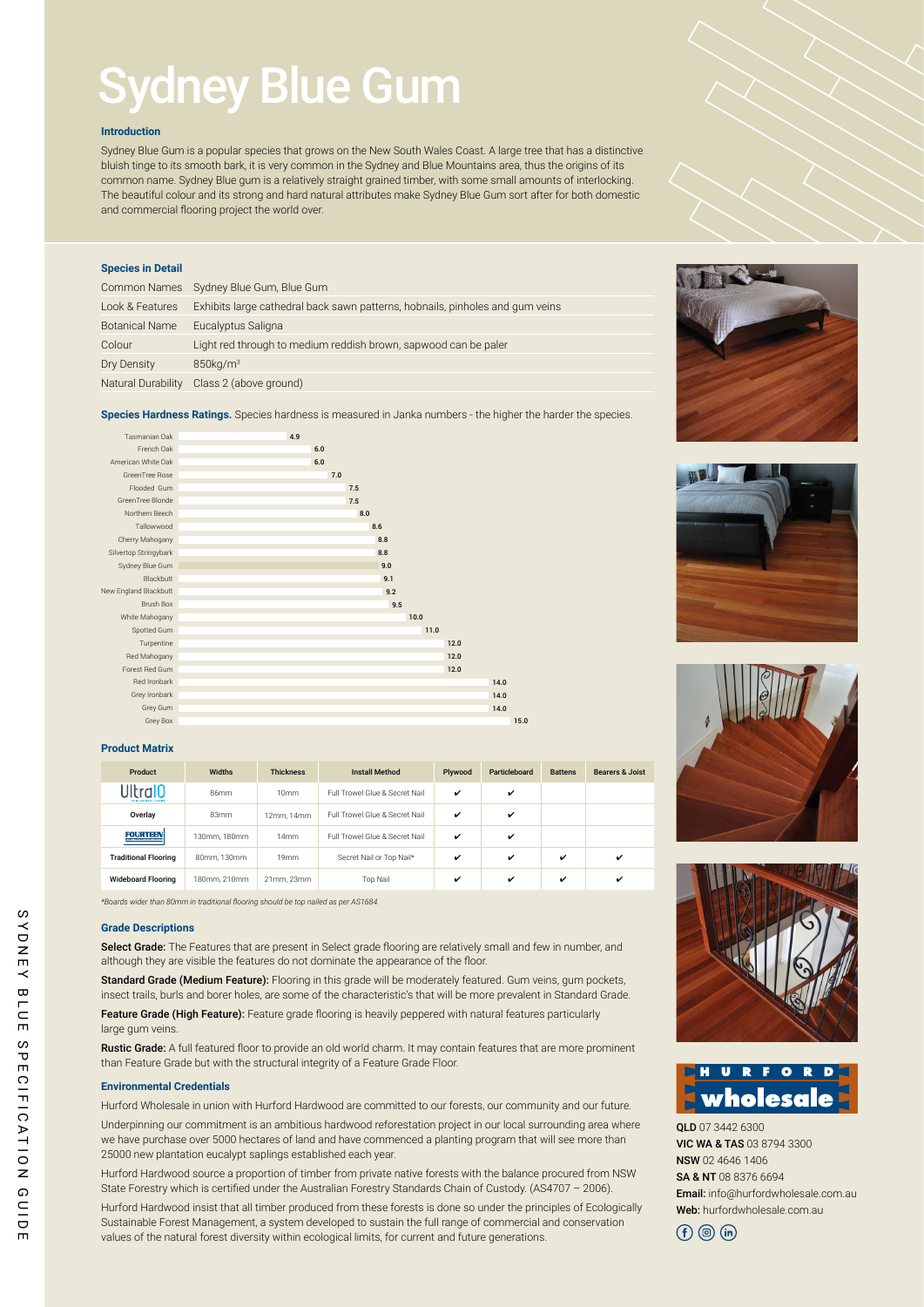# Sydney Blue Gum

### Introduction

Sydney Blue Gum is a popular species that grows on the New South Wales Coast. A large tree that has a distinctive bluish tinge to its smooth bark, it is very common in the Sydney and Blue Mountains area, thus the origins of its common name. Sydney Blue gum is a relatively straight grained timber, with some small amounts of interlocking. The beautiful colour and its strong and hard natural attributes make Sydney Blue Gum sort after for both domestic and commercial flooring project the world over.

### Species in Detail

| | |
|---|---|
| Common Names | Sydney Blue Gum, Blue Gum |
| Look & Features | Exhibits large cathedral back sawn patterns, hobnails, pinholes and gum veins |
| Botanical Name | Eucalyptus Saligna |
| Colour | Light red through to medium reddish brown, sapwood can be paler |
| Dry Density | 850kg/m³ |
| Natural Durability | Class 2 (above ground) |

**Species Hardness Ratings.** Species hardness is measured in Janka numbers - the higher the harder the species.

Tasmanian Oak 4.9
French Oak 6.0
American White Oak 6.0
GreenTree Rose 7.0
Flooded Gum 7.5
GreenTree Blonde 7.5
Northern Beech 8.0
Tallowwood 8.6
Cherry Mahogany 8.8
Silvertop Stringybark 8.8
Sydney Blue Gum 9.0
Blackbutt 9.1
New England Blackbutt 9.2
Brush Box 9.5
White Mahogany 10.0
Spotted Gum 11.0
Turpentine 12.0
Red Mahogany 12.0
Forest Red Gum 12.0
Red Ironbark 14.0
Grey Ironbark 14.0
Grey Gum 14.0
Grey Box 15.0

### Product Matrix

| Product | Widths | Thickness | Install Method | Plywood | Particleboard | Battens | Bearers & Joist |
|---|---|---|---|---|---|---|---|
| UltraIQ | 86mm | 10mm | Full Trowel Glue & Secret Nail | ✔ | ✔ | | |
| Overlay | 83mm | 12mm, 14mm | Full Trowel Glue & Secret Nail | ✔ | ✔ | | |
| FOURTEEN | 130mm, 180mm | 14mm | Full Trowel Glue & Secret Nail | ✔ | ✔ | | |
| Traditional Flooring | 80mm, 130mm | 19mm | Secret Nail or Top Nail* | ✔ | ✔ | ✔ | ✔ |
| Wideboard Flooring | 180mm, 210mm | 21mm, 23mm | Top Nail | ✔ | ✔ | ✔ | ✔ |

*Boards wider than 80mm in traditional flooring should be top nailed as per AS1684.*

### Grade Descriptions

**Select Grade:** The Features that are present in Select grade flooring are relatively small and few in number, and although they are visible the features do not dominate the appearance of the floor.

**Standard Grade (Medium Feature):** Flooring in this grade will be moderately featured. Gum veins, gum pockets, insect trails, burls and borer holes, are some of the characteristic's that will be more prevalent in Standard Grade.

**Feature Grade (High Feature):** Feature grade flooring is heavily peppered with natural features particularly large gum veins.

**Rustic Grade:** A full featured floor to provide an old world charm. It may contain features that are more prominent than Feature Grade but with the structural integrity of a Feature Grade Floor.

### Environmental Credentials

Hurford Wholesale in union with Hurford Hardwood are committed to our forests, our community and our future.

Underpinning our commitment is an ambitious hardwood reforestation project in our local surrounding area where we have purchase over 5000 hectares of land and have commenced a planting program that will see more than 25000 new plantation eucalypt saplings established each year.

Hurford Hardwood source a proportion of timber from private native forests with the balance procured from NSW State Forestry which is certified under the Australian Forestry Standards Chain of Custody. (AS4707 – 2006).

Hurford Hardwood insist that all timber produced from these forests is done so under the principles of Ecologically Sustainable Forest Management, a system developed to sustain the full range of commercial and conservation values of the natural forest diversity within ecological limits, for current and future generations.

HURFORD wholesale

**QLD** 07 3442 6300
**VIC WA & TAS** 03 8794 3300
**NSW** 02 4646 1406
**SA & NT** 08 8376 6694
**Email:** info@hurfordwholesale.com.au
**Web:** hurfordwholesale.com.au

SYDNEY BLUE SPECIFICATION GUIDE